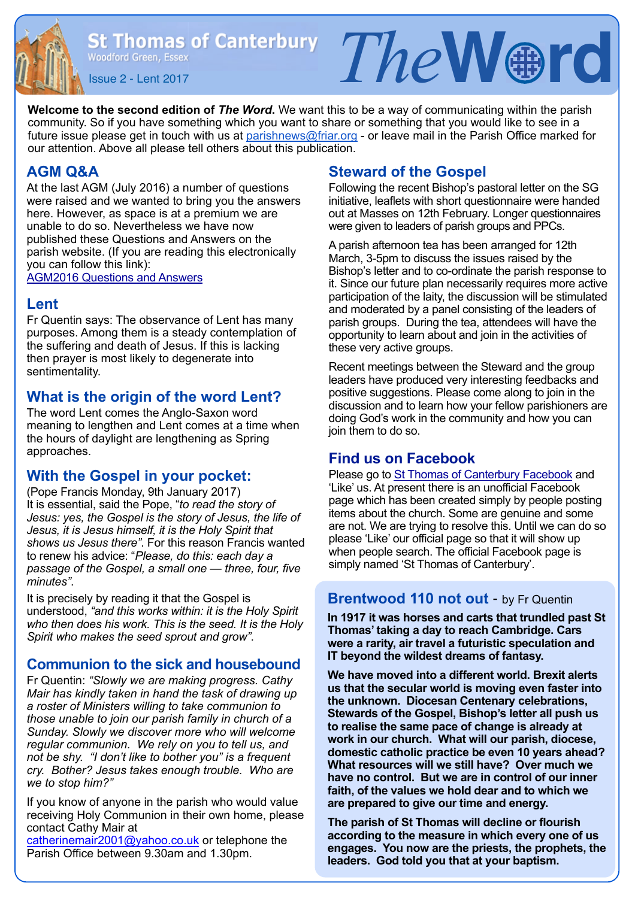# St Thomas of Canterbury

Woodford Green, Essex

Issue 2 - Lent 2017

# The Word

**Welcome to the second edition of *The Word*.** We want this to be a way of communicating within the parish community. So if you have something which you want to share or something that you would like to see in a future issue please get in touch with us at parishnews@friar.org - or leave mail in the Parish Office marked for our attention. Above all please tell others about this publication.

## AGM Q&A

At the last AGM (July 2016) a number of questions were raised and we wanted to bring you the answers here. However, as space is at a premium we are unable to do so. Nevertheless we have now published these Questions and Answers on the parish website. (If you are reading this electronically you can follow this link):
AGM2016 Questions and Answers

## Lent

Fr Quentin says: The observance of Lent has many purposes. Among them is a steady contemplation of the suffering and death of Jesus. If this is lacking then prayer is most likely to degenerate into sentimentality.

## What is the origin of the word Lent?

The word Lent comes the Anglo-Saxon word meaning to lengthen and Lent comes at a time when the hours of daylight are lengthening as Spring approaches.

## With the Gospel in your pocket:

(Pope Francis Monday, 9th January 2017)
It is essential, said the Pope, "*to read the story of Jesus: yes, the Gospel is the story of Jesus, the life of Jesus, it is Jesus himself, it is the Holy Spirit that shows us Jesus there*". For this reason Francis wanted to renew his advice: "*Please, do this: each day a passage of the Gospel, a small one — three, four, five minutes*".

It is precisely by reading it that the Gospel is understood, *"and this works within: it is the Holy Spirit who then does his work. This is the seed. It is the Holy Spirit who makes the seed sprout and grow"*.

## Communion to the sick and housebound

Fr Quentin: *"Slowly we are making progress. Cathy Mair has kindly taken in hand the task of drawing up a roster of Ministers willing to take communion to those unable to join our parish family in church of a Sunday. Slowly we discover more who will welcome regular communion. We rely on you to tell us, and not be shy. "I don't like to bother you" is a frequent cry. Bother? Jesus takes enough trouble. Who are we to stop him?"*

If you know of anyone in the parish who would value receiving Holy Communion in their own home, please contact Cathy Mair at catherinemair2001@yahoo.co.uk or telephone the Parish Office between 9.30am and 1.30pm.

## Steward of the Gospel

Following the recent Bishop's pastoral letter on the SG initiative, leaflets with short questionnaire were handed out at Masses on 12th February. Longer questionnaires were given to leaders of parish groups and PPCs.

A parish afternoon tea has been arranged for 12th March, 3-5pm to discuss the issues raised by the Bishop's letter and to co-ordinate the parish response to it. Since our future plan necessarily requires more active participation of the laity, the discussion will be stimulated and moderated by a panel consisting of the leaders of parish groups. During the tea, attendees will have the opportunity to learn about and join in the activities of these very active groups.

Recent meetings between the Steward and the group leaders have produced very interesting feedbacks and positive suggestions. Please come along to join in the discussion and to learn how your fellow parishioners are doing God's work in the community and how you can join them to do so.

## Find us on Facebook

Please go to St Thomas of Canterbury Facebook and 'Like' us. At present there is an unofficial Facebook page which has been created simply by people posting items about the church. Some are genuine and some are not. We are trying to resolve this. Until we can do so please 'Like' our official page so that it will show up when people search. The official Facebook page is simply named 'St Thomas of Canterbury'.

## Brentwood 110 not out - by Fr Quentin

**In 1917 it was horses and carts that trundled past St Thomas' taking a day to reach Cambridge. Cars were a rarity, air travel a futuristic speculation and IT beyond the wildest dreams of fantasy.**

**We have moved into a different world. Brexit alerts us that the secular world is moving even faster into the unknown. Diocesan Centenary celebrations, Stewards of the Gospel, Bishop's letter all push us to realise the same pace of change is already at work in our church. What will our parish, diocese, domestic catholic practice be even 10 years ahead? What resources will we still have? Over much we have no control. But we are in control of our inner faith, of the values we hold dear and to which we are prepared to give our time and energy.**

**The parish of St Thomas will decline or flourish according to the measure in which every one of us engages. You now are the priests, the prophets, the leaders. God told you that at your baptism.**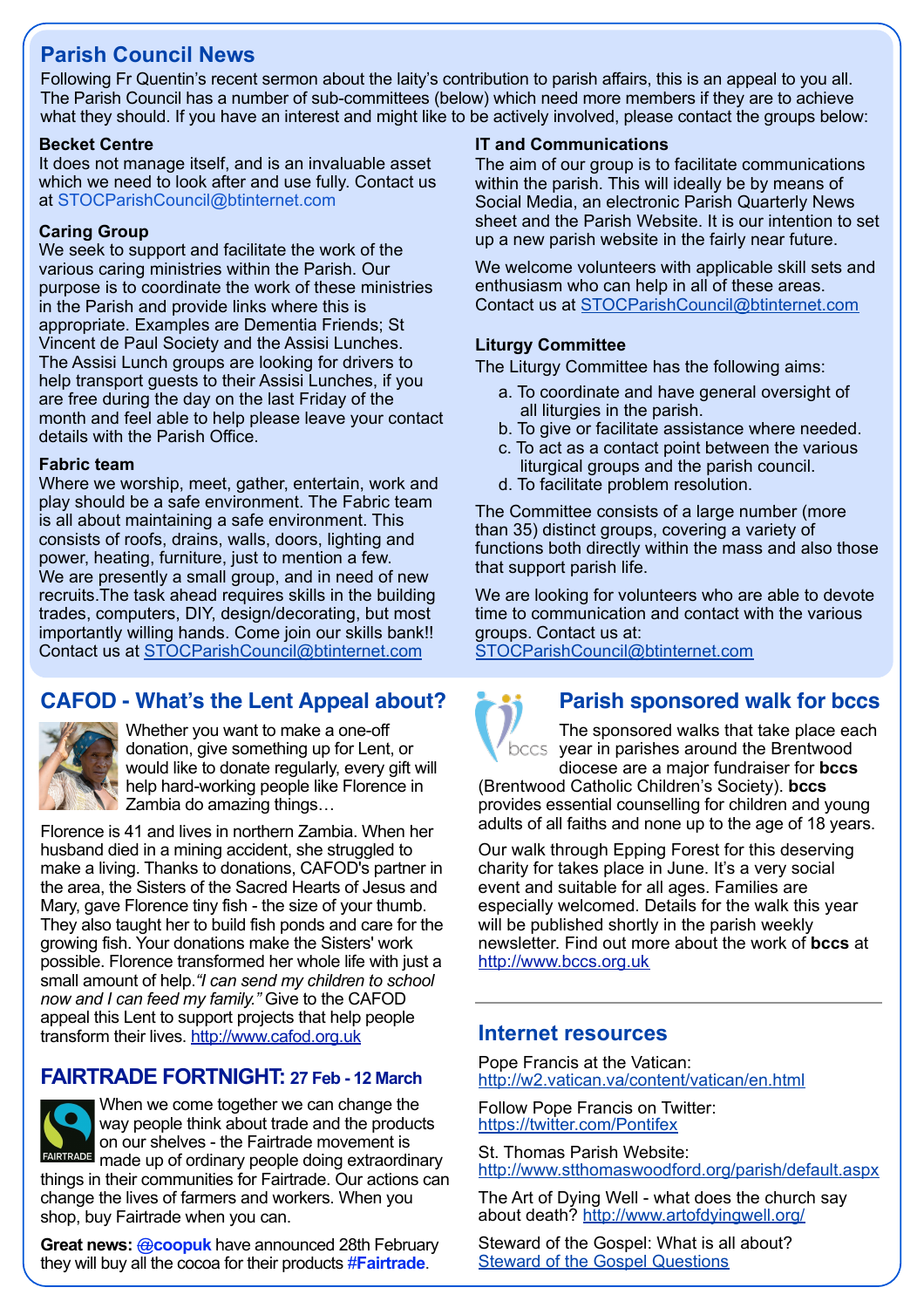## Parish Council News

Following Fr Quentin's recent sermon about the laity's contribution to parish affairs, this is an appeal to you all. The Parish Council has a number of sub-committees (below) which need more members if they are to achieve what they should. If you have an interest and might like to be actively involved, please contact the groups below:

**Becket Centre**
It does not manage itself, and is an invaluable asset which we need to look after and use fully. Contact us at STOCParishCouncil@btinternet.com

**Caring Group**
We seek to support and facilitate the work of the various caring ministries within the Parish. Our purpose is to coordinate the work of these ministries in the Parish and provide links where this is appropriate. Examples are Dementia Friends; St Vincent de Paul Society and the Assisi Lunches. The Assisi Lunch groups are looking for drivers to help transport guests to their Assisi Lunches, if you are free during the day on the last Friday of the month and feel able to help please leave your contact details with the Parish Office.

**Fabric team**
Where we worship, meet, gather, entertain, work and play should be a safe environment. The Fabric team is all about maintaining a safe environment. This consists of roofs, drains, walls, doors, lighting and power, heating, furniture, just to mention a few. We are presently a small group, and in need of new recruits.The task ahead requires skills in the building trades, computers, DIY, design/decorating, but most importantly willing hands. Come join our skills bank!! Contact us at STOCParishCouncil@btinternet.com

**IT and Communications**
The aim of our group is to facilitate communications within the parish. This will ideally be by means of Social Media, an electronic Parish Quarterly News sheet and the Parish Website. It is our intention to set up a new parish website in the fairly near future.

We welcome volunteers with applicable skill sets and enthusiasm who can help in all of these areas. Contact us at STOCParishCouncil@btinternet.com

**Liturgy Committee**
The Liturgy Committee has the following aims:

a. To coordinate and have general oversight of all liturgies in the parish.
b. To give or facilitate assistance where needed.
c. To act as a contact point between the various liturgical groups and the parish council.
d. To facilitate problem resolution.

The Committee consists of a large number (more than 35) distinct groups, covering a variety of functions both directly within the mass and also those that support parish life.

We are looking for volunteers who are able to devote time to communication and contact with the various groups. Contact us at: STOCParishCouncil@btinternet.com

## CAFOD - What's the Lent Appeal about?

Whether you want to make a one-off donation, give something up for Lent, or would like to donate regularly, every gift will help hard-working people like Florence in Zambia do amazing things…

Florence is 41 and lives in northern Zambia. When her husband died in a mining accident, she struggled to make a living. Thanks to donations, CAFOD's partner in the area, the Sisters of the Sacred Hearts of Jesus and Mary, gave Florence tiny fish - the size of your thumb. They also taught her to build fish ponds and care for the growing fish. Your donations make the Sisters' work possible. Florence transformed her whole life with just a small amount of help.*"I can send my children to school now and I can feed my family."* Give to the CAFOD appeal this Lent to support projects that help people transform their lives. http://www.cafod.org.uk

## FAIRTRADE FORTNIGHT: 27 Feb - 12 March

When we come together we can change the way people think about trade and the products on our shelves - the Fairtrade movement is made up of ordinary people doing extraordinary things in their communities for Fairtrade. Our actions can change the lives of farmers and workers. When you shop, buy Fairtrade when you can.

**Great news: @coopuk** have announced 28th February they will buy all the cocoa for their products **#Fairtrade**.

## Parish sponsored walk for bccs

The sponsored walks that take place each year in parishes around the Brentwood diocese are a major fundraiser for **bccs** (Brentwood Catholic Children's Society). **bccs** provides essential counselling for children and young adults of all faiths and none up to the age of 18 years.

Our walk through Epping Forest for this deserving charity for takes place in June. It's a very social event and suitable for all ages. Families are especially welcomed. Details for the walk this year will be published shortly in the parish weekly newsletter. Find out more about the work of **bccs** at http://www.bccs.org.uk

## Internet resources

Pope Francis at the Vatican:
http://w2.vatican.va/content/vatican/en.html

Follow Pope Francis on Twitter:
https://twitter.com/Pontifex

St. Thomas Parish Website:
http://www.stthomaswoodford.org/parish/default.aspx

The Art of Dying Well - what does the church say about death? http://www.artofdyingwell.org/

Steward of the Gospel: What is all about?
Steward of the Gospel Questions